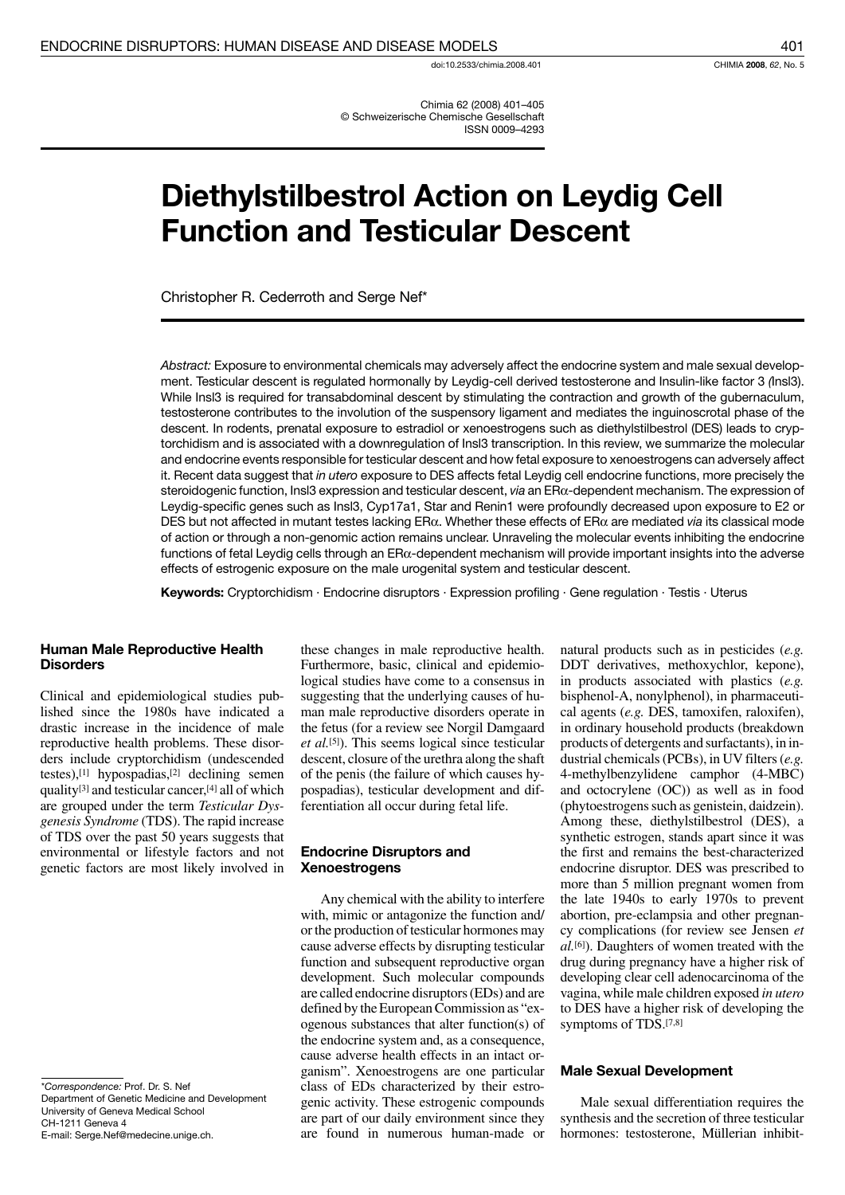doi:10.2533/chimia.2008.401

Chimia 62 (2008) 401–405
© Schweizerische Chemische Gesellschaft
ISSN 0009–4293

# Diethylstilbestrol Action on Leydig Cell Function and Testicular Descent

Christopher R. Cederroth and Serge Nef*

*Abstract:* Exposure to environmental chemicals may adversely affect the endocrine system and male sexual development. Testicular descent is regulated hormonally by Leydig-cell derived testosterone and Insulin-like factor 3 (Insl3). While Insl3 is required for transabdominal descent by stimulating the contraction and growth of the gubernaculum, testosterone contributes to the involution of the suspensory ligament and mediates the inguinoscrotal phase of the descent. In rodents, prenatal exposure to estradiol or xenoestrogens such as diethylstilbestrol (DES) leads to cryptorchidism and is associated with a downregulation of Insl3 transcription. In this review, we summarize the molecular and endocrine events responsible for testicular descent and how fetal exposure to xenoestrogens can adversely affect it. Recent data suggest that *in utero* exposure to DES affects fetal Leydig cell endocrine functions, more precisely the steroidogenic function, Insl3 expression and testicular descent, *via* an ERα-dependent mechanism. The expression of Leydig-specific genes such as Insl3, Cyp17a1, Star and Renin1 were profoundly decreased upon exposure to E2 or DES but not affected in mutant testes lacking ERα. Whether these effects of ERα are mediated *via* its classical mode of action or through a non-genomic action remains unclear. Unraveling the molecular events inhibiting the endocrine functions of fetal Leydig cells through an ERα-dependent mechanism will provide important insights into the adverse effects of estrogenic exposure on the male urogenital system and testicular descent.

**Keywords:** Cryptorchidism · Endocrine disruptors · Expression profiling · Gene regulation · Testis · Uterus

## Human Male Reproductive Health Disorders

Clinical and epidemiological studies published since the 1980s have indicated a drastic increase in the incidence of male reproductive health problems. These disorders include cryptorchidism (undescended testes),[1] hypospadias,[2] declining semen quality[3] and testicular cancer,[4] all of which are grouped under the term *Testicular Dysgenesis Syndrome* (TDS). The rapid increase of TDS over the past 50 years suggests that environmental or lifestyle factors and not genetic factors are most likely involved in these changes in male reproductive health. Furthermore, basic, clinical and epidemiological studies have come to a consensus in suggesting that the underlying causes of human male reproductive disorders operate in the fetus (for a review see Norgil Damgaard *et al.*[5]). This seems logical since testicular descent, closure of the urethra along the shaft of the penis (the failure of which causes hypospadias), testicular development and differentiation all occur during fetal life.

## Endocrine Disruptors and Xenoestrogens

Any chemical with the ability to interfere with, mimic or antagonize the function and/or the production of testicular hormones may cause adverse effects by disrupting testicular function and subsequent reproductive organ development. Such molecular compounds are called endocrine disruptors (EDs) and are defined by the European Commission as "exogenous substances that alter function(s) of the endocrine system and, as a consequence, cause adverse health effects in an intact organism". Xenoestrogens are one particular class of EDs characterized by their estrogenic activity. These estrogenic compounds are part of our daily environment since they are found in numerous human-made or natural products such as in pesticides (*e.g.* DDT derivatives, methoxychlor, kepone), in products associated with plastics (*e.g.* bisphenol-A, nonylphenol), in pharmaceutical agents (*e.g.* DES, tamoxifen, raloxifen), in ordinary household products (breakdown products of detergents and surfactants), in industrial chemicals (PCBs), in UV filters (*e.g.* 4-methylbenzylidene camphor (4-MBC) and octocrylene (OC)) as well as in food (phytoestrogens such as genistein, daidzein). Among these, diethylstilbestrol (DES), a synthetic estrogen, stands apart since it was the first and remains the best-characterized endocrine disruptor. DES was prescribed to more than 5 million pregnant women from the late 1940s to early 1970s to prevent abortion, pre-eclampsia and other pregnancy complications (for review see Jensen *et al.*[6]). Daughters of women treated with the drug during pregnancy have a higher risk of developing clear cell adenocarcinoma of the vagina, while male children exposed *in utero* to DES have a higher risk of developing the symptoms of TDS.[7,8]

## Male Sexual Development

Male sexual differentiation requires the synthesis and the secretion of three testicular hormones: testosterone, Müllerian inhibit-

*Correspondence: Prof. Dr. S. Nef
Department of Genetic Medicine and Development
University of Geneva Medical School
CH-1211 Geneva 4
E-mail: Serge.Nef@medecine.unige.ch.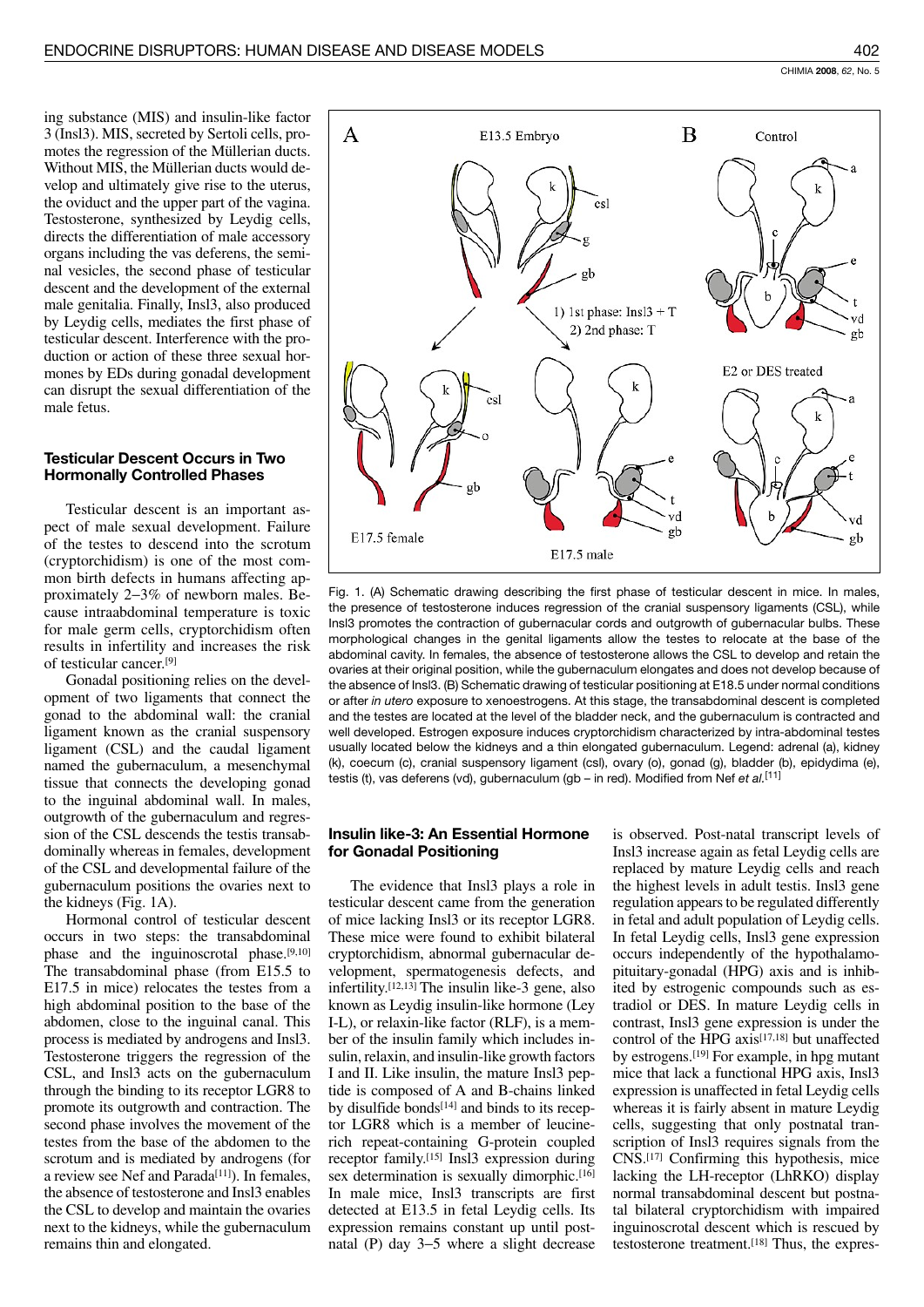ing substance (MIS) and insulin-like factor 3 (Insl3). MIS, secreted by Sertoli cells, promotes the regression of the Müllerian ducts. Without MIS, the Müllerian ducts would develop and ultimately give rise to the uterus, the oviduct and the upper part of the vagina. Testosterone, synthesized by Leydig cells, directs the differentiation of male accessory organs including the vas deferens, the seminal vesicles, the second phase of testicular descent and the development of the external male genitalia. Finally, Insl3, also produced by Leydig cells, mediates the first phase of testicular descent. Interference with the production or action of these three sexual hormones by EDs during gonadal development can disrupt the sexual differentiation of the male fetus.

### Testicular Descent Occurs in Two Hormonally Controlled Phases

Testicular descent is an important aspect of male sexual development. Failure of the testes to descend into the scrotum (cryptorchidism) is one of the most common birth defects in humans affecting approximately 2–3% of newborn males. Because intraabdominal temperature is toxic for male germ cells, cryptorchidism often results in infertility and increases the risk of testicular cancer.[9]

Gonadal positioning relies on the development of two ligaments that connect the gonad to the abdominal wall: the cranial ligament known as the cranial suspensory ligament (CSL) and the caudal ligament named the gubernaculum, a mesenchymal tissue that connects the developing gonad to the inguinal abdominal wall. In males, outgrowth of the gubernaculum and regression of the CSL descends the testis transabdominally whereas in females, development of the CSL and developmental failure of the gubernaculum positions the ovaries next to the kidneys (Fig. 1A).

Hormonal control of testicular descent occurs in two steps: the transabdominal phase and the inguinoscrotal phase.[9,10] The transabdominal phase (from E15.5 to E17.5 in mice) relocates the testes from a high abdominal position to the base of the abdomen, close to the inguinal canal. This process is mediated by androgens and Insl3. Testosterone triggers the regression of the CSL, and Insl3 acts on the gubernaculum through the binding to its receptor LGR8 to promote its outgrowth and contraction. The second phase involves the movement of the testes from the base of the abdomen to the scrotum and is mediated by androgens (for a review see Nef and Parada[11]). In females, the absence of testosterone and Insl3 enables the CSL to develop and maintain the ovaries next to the kidneys, while the gubernaculum remains thin and elongated.

Fig. 1. (A) Schematic drawing describing the first phase of testicular descent in mice. In males, the presence of testosterone induces regression of the cranial suspensory ligaments (CSL), while Insl3 promotes the contraction of gubernacular cords and outgrowth of gubernacular bulbs. These morphological changes in the genital ligaments allow the testes to relocate at the base of the abdominal cavity. In females, the absence of testosterone allows the CSL to develop and retain the ovaries at their original position, while the gubernaculum elongates and does not develop because of the absence of Insl3. (B) Schematic drawing of testicular positioning at E18.5 under normal conditions or after *in utero* exposure to xenoestrogens. At this stage, the transabdominal descent is completed and the testes are located at the level of the bladder neck, and the gubernaculum is contracted and well developed. Estrogen exposure induces cryptorchidism characterized by intra-abdominal testes usually located below the kidneys and a thin elongated gubernaculum. Legend: adrenal (a), kidney (k), coecum (c), cranial suspensory ligament (csl), ovary (o), gonad (g), bladder (b), epididyma (e), testis (t), vas deferens (vd), gubernaculum (gb – in red). Modified from Nef *et al*.[11]

### Insulin like-3: An Essential Hormone for Gonadal Positioning

The evidence that Insl3 plays a role in testicular descent came from the generation of mice lacking Insl3 or its receptor LGR8. These mice were found to exhibit bilateral cryptorchidism, abnormal gubernacular development, spermatogenesis defects, and infertility.[12,13] The insulin like-3 gene, also known as Leydig insulin-like hormone (Ley I-L), or relaxin-like factor (RLF), is a member of the insulin family which includes insulin, relaxin, and insulin-like growth factors I and II. Like insulin, the mature Insl3 peptide is composed of A and B-chains linked by disulfide bonds[14] and binds to its receptor LGR8 which is a member of leucine-rich repeat-containing G-protein coupled receptor family.[15] Insl3 expression during sex determination is sexually dimorphic.[16] In male mice, Insl3 transcripts are first detected at E13.5 in fetal Leydig cells. Its expression remains constant up until postnatal (P) day 3–5 where a slight decrease is observed. Post-natal transcript levels of Insl3 increase again as fetal Leydig cells are replaced by mature Leydig cells and reach the highest levels in adult testis. Insl3 gene regulation appears to be regulated differently in fetal and adult population of Leydig cells. In fetal Leydig cells, Insl3 gene expression occurs independently of the hypothalamo-pituitary-gonadal (HPG) axis and is inhibited by estrogenic compounds such as estradiol or DES. In mature Leydig cells in contrast, Insl3 gene expression is under the control of the HPG axis[17,18] but unaffected by estrogens.[19] For example, in hpg mutant mice that lack a functional HPG axis, Insl3 expression is unaffected in fetal Leydig cells whereas it is fairly absent in mature Leydig cells, suggesting that only postnatal transcription of Insl3 requires signals from the CNS.[17] Confirming this hypothesis, mice lacking the LH-receptor (LhRKO) display normal transabdominal descent but postnatal bilateral cryptorchidism with impaired inguinoscrotal descent which is rescued by testosterone treatment.[18] Thus, the expres-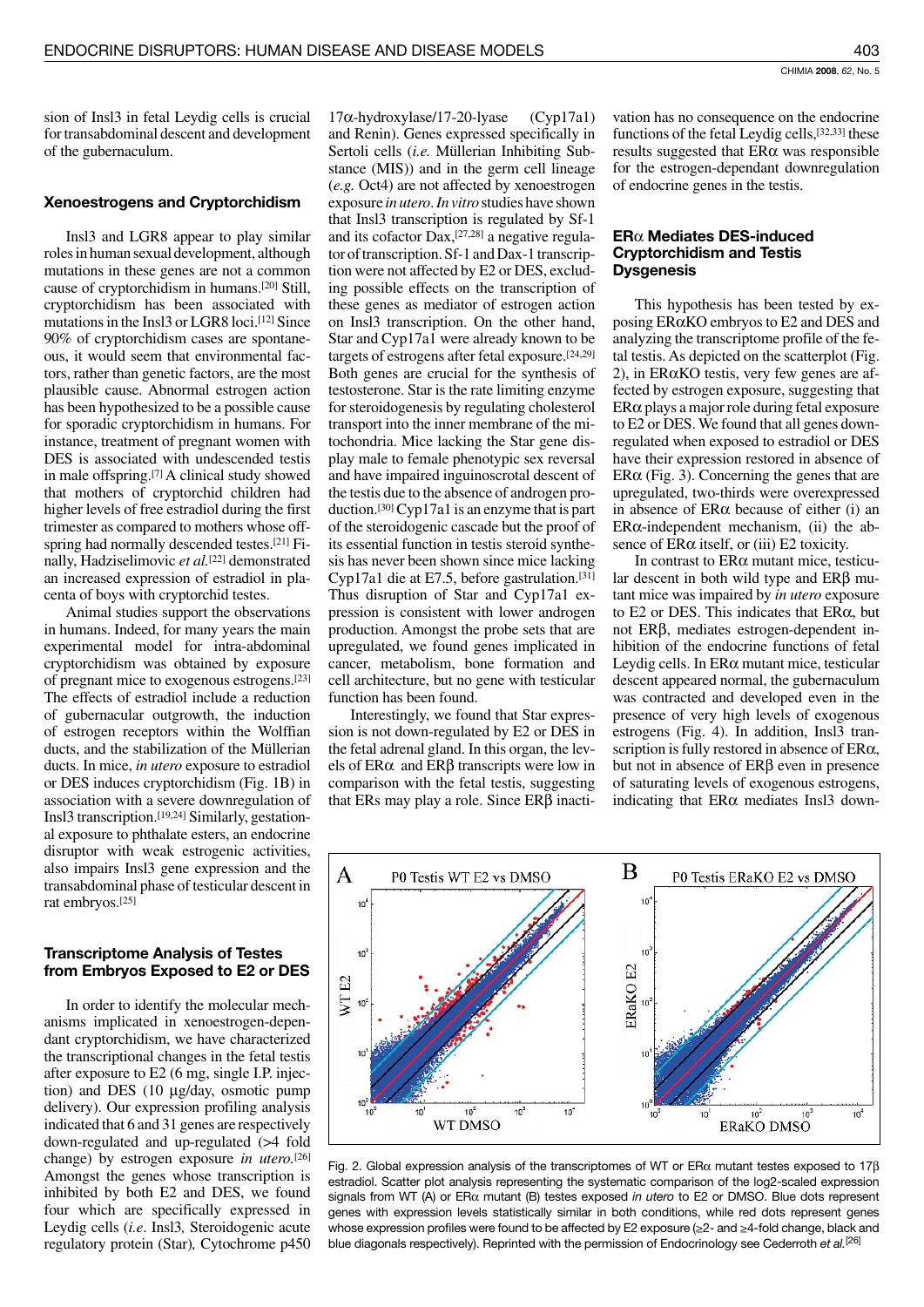sion of Insl3 in fetal Leydig cells is crucial for transabdominal descent and development of the gubernaculum.

### Xenoestrogens and Cryptorchidism

Insl3 and LGR8 appear to play similar roles in human sexual development, although mutations in these genes are not a common cause of cryptorchidism in humans.[20] Still, cryptorchidism has been associated with mutations in the Insl3 or LGR8 loci.[12] Since 90% of cryptorchidism cases are spontaneous, it would seem that environmental factors, rather than genetic factors, are the most plausible cause. Abnormal estrogen action has been hypothesized to be a possible cause for sporadic cryptorchidism in humans. For instance, treatment of pregnant women with DES is associated with undescended testis in male offspring.[7] A clinical study showed that mothers of cryptorchid children had higher levels of free estradiol during the first trimester as compared to mothers whose offspring had normally descended testes.[21] Finally, Hadziselimovic *et al.*[22] demonstrated an increased expression of estradiol in placenta of boys with cryptorchid testes.

Animal studies support the observations in humans. Indeed, for many years the main experimental model for intra-abdominal cryptorchidism was obtained by exposure of pregnant mice to exogenous estrogens.[23] The effects of estradiol include a reduction of gubernacular outgrowth, the induction of estrogen receptors within the Wolffian ducts, and the stabilization of the Müllerian ducts. In mice, *in utero* exposure to estradiol or DES induces cryptorchidism (Fig. 1B) in association with a severe downregulation of Insl3 transcription.[19,24] Similarly, gestational exposure to phthalate esters, an endocrine disruptor with weak estrogenic activities, also impairs Insl3 gene expression and the transabdominal phase of testicular descent in rat embryos.[25]

### Transcriptome Analysis of Testes from Embryos Exposed to E2 or DES

In order to identify the molecular mechanisms implicated in xenoestrogen-dependant cryptorchidism, we have characterized the transcriptional changes in the fetal testis after exposure to E2 (6 mg, single I.P. injection) and DES (10 µg/day, osmotic pump delivery). Our expression profiling analysis indicated that 6 and 31 genes are respectively down-regulated and up-regulated (>4 fold change) by estrogen exposure *in utero*.[26] Amongst the genes whose transcription is inhibited by both E2 and DES, we found four which are specifically expressed in Leydig cells (*i.e.* Insl3, Steroidogenic acute regulatory protein (Star), Cytochrome P450 17α-hydroxylase/17-20-lyase (Cyp17a1) and Renin). Genes expressed specifically in Sertoli cells (*i.e.* Müllerian Inhibiting Substance (MIS)) and in the germ cell lineage (*e.g.* Oct4) are not affected by xenoestrogen exposure *in utero*. *In vitro* studies have shown that Insl3 transcription is regulated by Sf-1 and its cofactor Dax,[27,28] a negative regulator of transcription. Sf-1 and Dax-1 transcription were not affected by E2 or DES, excluding possible effects on the transcription of these genes as mediator of estrogen action on Insl3 transcription. On the other hand, Star and Cyp17a1 were already known to be targets of estrogens after fetal exposure.[24,29] Both genes are crucial for the synthesis of testosterone. Star is the rate limiting enzyme for steroidogenesis by regulating cholesterol transport into the inner membrane of the mitochondria. Mice lacking the Star gene display male to female phenotypic sex reversal and have impaired inguinoscrotal descent of the testis due to the absence of androgen production.[30] Cyp17a1 is an enzyme that is part of the steroidogenic cascade but the proof of its essential function in testis steroid synthesis has never been shown since mice lacking Cyp17a1 die at E7.5, before gastrulation.[31] Thus disruption of Star and Cyp17a1 expression is consistent with lower androgen production. Amongst the probe sets that are upregulated, we found genes implicated in cancer, metabolism, bone formation and cell architecture, but no gene with testicular function has been found.

Interestingly, we found that Star expression is not down-regulated by E2 or DES in the fetal adrenal gland. In this organ, the levels of ERα and ERβ transcripts were low in comparison with the fetal testis, suggesting that ERs may play a role. Since ERβ inactivation has no consequence on the endocrine functions of the fetal Leydig cells,[32,33] these results suggested that ERα was responsible for the estrogen-dependant downregulation of endocrine genes in the testis.

### ERα Mediates DES-induced Cryptorchidism and Testis Dysgenesis

This hypothesis has been tested by exposing ERαKO embryos to E2 and DES and analyzing the transcriptome profile of the fetal testis. As depicted on the scatterplot (Fig. 2), in ERαKO testis, very few genes are affected by estrogen exposure, suggesting that ERα plays a major role during fetal exposure to E2 or DES. We found that all genes downregulated when exposed to estradiol or DES have their expression restored in absence of ERα (Fig. 3). Concerning the genes that are upregulated, two-thirds were overexpressed in absence of ERα because of either (i) an ERα-independent mechanism, (ii) the absence of ERα itself, or (iii) E2 toxicity.

In contrast to ERα mutant mice, testicular descent in both wild type and ERβ mutant mice was impaired by *in utero* exposure to E2 or DES. This indicates that ERα, but not ERβ, mediates estrogen-dependent inhibition of the endocrine functions of fetal Leydig cells. In ERα mutant mice, testicular descent appeared normal, the gubernaculum was contracted and developed even in the presence of very high levels of exogenous estrogens (Fig. 4). In addition, Insl3 transcription is fully restored in absence of ERα, but not in absence of ERβ even in presence of saturating levels of exogenous estrogens, indicating that ERα mediates Insl3 down-

Fig. 2. Global expression analysis of the transcriptomes of WT or ERα mutant testes exposed to 17β estradiol. Scatter plot analysis representing the systematic comparison of the log2-scaled expression signals from WT (A) or ERα mutant (B) testes exposed *in utero* to E2 or DMSO. Blue dots represent genes with expression levels statistically similar in both conditions, while red dots represent genes whose expression profiles were found to be affected by E2 exposure (≥2- and ≥4-fold change, black and blue diagonals respectively). Reprinted with the permission of Endocrinology see Cederroth *et al.*[26]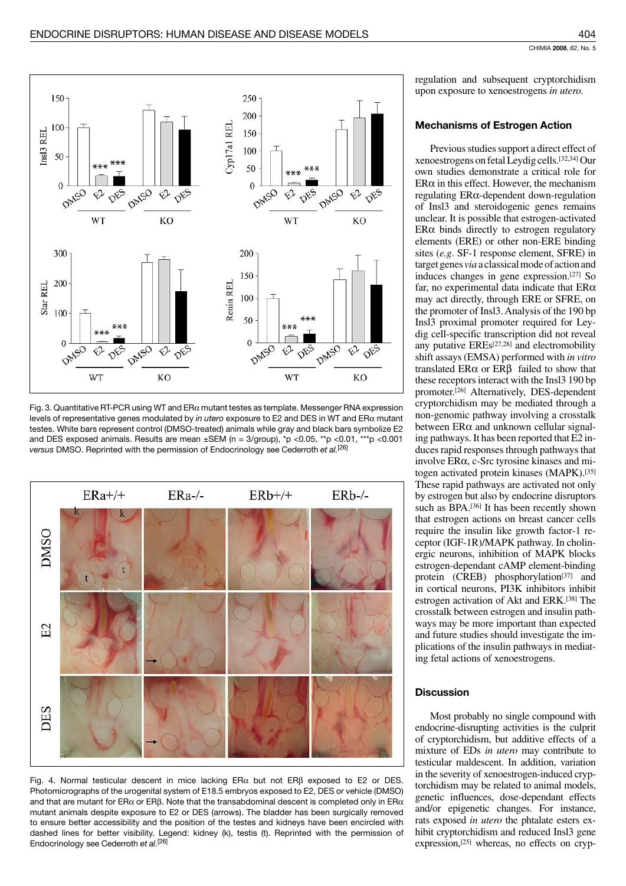Fig. 3. Quantitative RT-PCR using WT and ERα mutant testes as template. Messenger RNA expression levels of representative genes modulated by *in utero* exposure to E2 and DES in WT and ERα mutant testes. White bars represent control (DMSO-treated) animals while gray and black bars symbolize E2 and DES exposed animals. Results are mean ±SEM (n = 3/group), *p <0.05, **p <0.01, ***p <0.001 *versus* DMSO. Reprinted with the permission of Endocrinology see Cederroth *et al.*[26]

Fig. 4. Normal testicular descent in mice lacking ERα but not ERβ exposed to E2 or DES. Photomicrographs of the urogenital system of E18.5 embryos exposed to E2, DES or vehicle (DMSO) and that are mutant for ERα or ERβ. Note that the transabdominal descent is completed only in ERα mutant animals despite exposure to E2 or DES (arrows). The bladder has been surgically removed to ensure better accessibility and the position of the testes and kidneys have been encircled with dashed lines for better visibility. Legend: kidney (k), testis (t). Reprinted with the permission of Endocrinology see Cederroth *et al.*[26]

regulation and subsequent cryptorchidism upon exposure to xenoestrogens *in utero.*

### Mechanisms of Estrogen Action

Previous studies support a direct effect of xenoestrogens on fetal Leydig cells.[32,34] Our own studies demonstrate a critical role for ERα in this effect. However, the mechanism regulating ERα-dependent down-regulation of Insl3 and steroidogenic genes remains unclear. It is possible that estrogen-activated ERα binds directly to estrogen regulatory elements (ERE) or other non-ERE binding sites (*e.g.* SF-1 response element, SFRE) in target genes *via* a classical mode of action and induces changes in gene expression.[27] So far, no experimental data indicate that ERα may act directly, through ERE or SFRE, on the promoter of Insl3. Analysis of the 190 bp Insl3 proximal promoter required for Leydig cell-specific transcription did not reveal any putative EREs[27,28] and electromobility shift assays (EMSA) performed with *in vitro* translated ERα or ERβ failed to show that these receptors interact with the Insl3 190 bp promoter.[26] Alternatively, DES-dependent cryptorchidism may be mediated through a non-genomic pathway involving a crosstalk between ERα and unknown cellular signaling pathways. It has been reported that E2 induces rapid responses through pathways that involve ERα, c-Src tyrosine kinases and mitogen activated protein kinases (MAPK).[35] These rapid pathways are activated not only by estrogen but also by endocrine disruptors such as BPA.[36] It has been recently shown that estrogen actions on breast cancer cells require the insulin like growth factor-1 receptor (IGF-1R)/MAPK pathway. In cholinergic neurons, inhibition of MAPK blocks estrogen-dependant cAMP element-binding protein (CREB) phosphorylation[37] and in cortical neurons, PI3K inhibitors inhibit estrogen activation of Akt and ERK.[38] The crosstalk between estrogen and insulin pathways may be more important than expected and future studies should investigate the implications of the insulin pathways in mediating fetal actions of xenoestrogens.

### Discussion

Most probably no single compound with endocrine-disrupting activities is the culprit of cryptorchidism, but additive effects of a mixture of EDs *in utero* may contribute to testicular maldescent. In addition, variation in the severity of xenoestrogen-induced cryptorchidism may be related to animal models, genetic influences, dose-dependant effects and/or epigenetic changes. For instance, rats exposed *in utero* the phtalate esters exhibit cryptorchidism and reduced Insl3 gene expression,[25] whereas, no effects on cryp-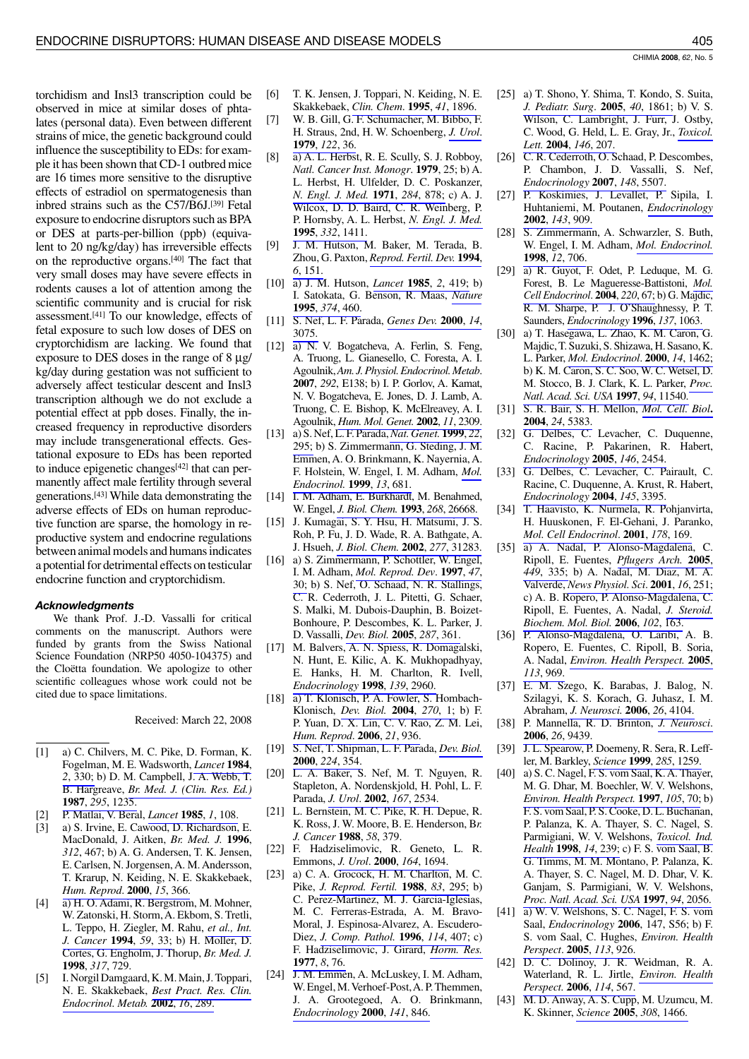torchidism and Insl3 transcription could be observed in mice at similar doses of phtalates (personal data). Even between different strains of mice, the genetic background could influence the susceptibility to EDs: for example it has been shown that CD-1 outbred mice are 16 times more sensitive to the disruptive effects of estradiol on spermatogenesis than inbred strains such as the C57/B6J.[39] Fetal exposure to endocrine disruptors such as BPA or DES at parts-per-billion (ppb) (equivalent to 20 ng/kg/day) has irreversible effects on the reproductive organs.[40] The fact that very small doses may have severe effects in rodents causes a lot of attention among the scientific community and is crucial for risk assessment.[41] To our knowledge, effects of fetal exposure to such low doses of DES on cryptorchidism are lacking. We found that exposure to DES doses in the range of 8 µg/kg/day during gestation was not sufficient to adversely affect testicular descent and Insl3 transcription although we do not exclude a potential effect at ppb doses. Finally, the increased frequency in reproductive disorders may include transgenerational effects. Gestational exposure to EDs has been reported to induce epigenetic changes[42] that can permanently affect male fertility through several generations.[43] While data demonstrating the adverse effects of EDs on human reproductive function are sparse, the homology in reproductive system and endocrine regulations between animal models and humans indicates a potential for detrimental effects on testicular endocrine function and cryptorchidism.

#### Acknowledgments

We thank Prof. J.-D. Vassalli for critical comments on the manuscript. Authors were funded by grants from the Swiss National Science Foundation (NRP50 4050-104375) and the Cloëtta foundation. We apologize to other scientific colleagues whose work could not be cited due to space limitations.

Received: March 22, 2008

[1] a) C. Chilvers, M. C. Pike, D. Forman, K. Fogelman, M. E. Wadsworth, *Lancet* **1984**, *2*, 330; b) D. M. Campbell, J. A. Webb, T. B. Hargreave, *Br. Med. J. (Clin. Res. Ed.)* **1987**, *295*, 1235.

[2] P. Matlai, V. Beral, *Lancet* **1985**, *1*, 108.

[3] a) S. Irvine, E. Cawood, D. Richardson, E. MacDonald, J. Aitken, *Br. Med. J.* **1996**, *312*, 467; b) A. G. Andersen, T. K. Jensen, E. Carlsen, N. Jorgensen, A. M. Andersson, T. Krarup, N. Keiding, N. E. Skakkebaek, *Hum. Reprod.* **2000**, *15*, 366.

[4] a) H. O. Adami, R. Bergstrom, M. Mohner, W. Zatonski, H. Storm, A. Ekbom, S. Tretli, L. Teppo, H. Ziegler, M. Rahu, *et al., Int. J. Cancer* **1994**, *59*, 33; b) H. Moller, D. Cortes, C. G. Engholm, J. Thorup, *Br. Med. J.* **1998**, *317*, 729.

[5] I. Norgil Damgaard, K. M. Main, J. Toppari, N. E. Skakkebaek, *Best Pract. Res. Clin. Endocrinol. Metab.* **2002**, *16*, 289.

[6] T. K. Jensen, J. Toppari, N. Keiding, N. E. Skakkebaek, *Clin. Chem.* **1995**, *41*, 1896.

[7] W. B. Gill, G. F. Schumacher, M. Bibbo, F. H. Straus, 2nd, H. W. Schoenberg, *J. Urol.* **1979**, *122*, 36.

[8] a) A. L. Herbst, R. E. Scully, S. J. Robboy, *Natl. Cancer Inst. Monogr.* **1979**, 25; b) A. L. Herbst, H. Ulfelder, D. C. Poskanzer, *N. Engl. J. Med.* **1971**, *284*, 878; c) A. J. Wilcox, D. D. Baird, C. R. Weinberg, P. P. Hornsby, A. L. Herbst, *N. Engl. J. Med.* **1995**, *332*, 1411.

[9] J. M. Hutson, M. Baker, M. Terada, B. Zhou, G. Paxton, *Reprod. Fertil. Dev.* **1994**, *6*, 151.

[10] a) J. M. Hutson, *Lancet* **1985**, *2*, 419; b) I. Satokata, G. Benson, R. Maas, *Nature* **1995**, *374*, 460.

[11] S. Nef, L. F. Parada, *Genes Dev.* **2000**, *14*, 3075.

[12] a) N. V. Bogatcheva, A. Ferlin, S. Feng, A. Truong, L. Gianesello, C. Foresta, A. I. Agoulnik, *Am. J. Physiol. Endocrinol. Metab.* **2007**, *292*, E138; b) I. P. Gorlov, A. Kamat, N. V. Bogatcheva, E. Jones, D. J. Lamb, A. Truong, C. E. Bishop, K. McElreavey, A. I. Agoulnik, *Hum. Mol. Genet.* **2002**, *11*, 2309.

[13] a) S. Nef, L. F. Parada, *Nat. Genet.* **1999**, *22*, 295; b) S. Zimmermann, G. Steding, J. M. Emmen, A. O. Brinkmann, K. Nayernia, A. F. Holstein, W. Engel, I. M. Adham, *Mol. Endocrinol.* **1999**, *13*, 681.

[14] I. M. Adham, E. Burkhardt, M. Benhamed, W. Engel, *J. Biol. Chem.* **1993**, *268*, 26668.

[15] J. Kumagai, S. Y. Hsu, H. Matsumi, J. S. Roh, P. Fu, J. D. Wade, R. A. Bathgate, A. J. Hsueh, *J. Biol. Chem.* **2002**, *277*, 31283.

[16] a) S. Zimmermann, P. Schottler, W. Engel, I. M. Adham, *Mol. Reprod. Dev.* **1997**, *47*, 30; b) S. Nef, O. Schaad, N. R. Stallings, C. R. Cederroth, J. L. Pitetti, G. Schaer, S. Malki, M. Dubois-Dauphin, B. Boizet-Bonhoure, P. Descombes, K. L. Parker, J. D. Vassalli, *Dev. Biol.* **2005**, *287*, 361.

[17] M. Balvers, A. N. Spiess, R. Domagalski, N. Hunt, E. Kilic, A. K. Mukhopadhyay, E. Hanks, H. M. Charlton, R. Ivell, *Endocrinology* **1998**, *139*, 2960.

[18] a) T. Klonisch, P. A. Fowler, S. Hombach-Klonisch, *Dev. Biol.* **2004**, *270*, 1; b) F. P. Yuan, D. X. Lin, C. V. Rao, Z. M. Lei, *Hum. Reprod.* **2006**, *21*, 936.

[19] S. Nef, T. Shipman, L. F. Parada, *Dev. Biol.* **2000**, *224*, 354.

[20] L. A. Baker, S. Nef, M. T. Nguyen, R. Stapleton, A. Nordenskjold, H. Pohl, L. F. Parada, *J. Urol.* **2002**, *167*, 2534.

[21] L. Bernstein, M. C. Pike, R. H. Depue, R. K. Ross, J. W. Moore, B. E. Henderson, *Br. J. Cancer* **1988**, *58*, 379.

[22] F. Hadziselimovic, R. Geneto, L. R. Emmons, *J. Urol.* **2000**, *164*, 1694.

[23] a) C. A. Grocock, H. M. Charlton, M. C. Pike, *J. Reprod. Fertil.* **1988**, *83*, 295; b) C. Perez-Martinez, M. J. Garcia-Iglesias, M. C. Ferreras-Estrada, A. M. Bravo-Moral, J. Espinosa-Alvarez, A. Escudero-Diez, *J. Comp. Pathol.* **1996**, *114*, 407; c) F. Hadziselimovic, J. Girard, *Horm. Res.* **1977**, *8*, 76.

[24] J. M. Emmen, A. McLuskey, I. M. Adham, W. Engel, M. Verhoef-Post, A. P. Themmen, J. A. Grootegoed, A. O. Brinkmann, *Endocrinology* **2000**, *141*, 846.

[25] a) T. Shono, Y. Shima, T. Kondo, S. Suita, *J. Pediatr. Surg.* **2005**, *40*, 1861; b) V. S. Wilson, C. Lambright, J. Furr, J. Ostby, C. Wood, G. Held, L. E. Gray, Jr., *Toxicol. Lett.* **2004**, *146*, 207.

[26] C. R. Cederroth, O. Schaad, P. Descombes, P. Chambon, J. D. Vassalli, S. Nef, *Endocrinology* **2007**, *148*, 5507.

[27] P. Koskimies, J. Levallet, P. Sipila, I. Huhtaniemi, M. Poutanen, *Endocrinology* **2002**, *143*, 909.

[28] S. Zimmermann, A. Schwarzler, S. Buth, W. Engel, I. M. Adham, *Mol. Endocrinol.* **1998**, *12*, 706.

[29] a) R. Guyot, F. Odet, P. Leduque, M. G. Forest, B. Le Magueresse-Battistoni, *Mol. Cell Endocrinol.* **2004**, *220*, 67; b) G. Majdic, R. M. Sharpe, P. J. O'Shaughnessy, P. T. Saunders, *Endocrinology* **1996**, *137*, 1063.

[30] a) T. Hasegawa, L. Zhao, K. M. Caron, G. Majdic, T. Suzuki, S. Shizawa, H. Sasano, K. L. Parker, *Mol. Endocrinol.* **2000**, *14*, 1462; b) K. M. Caron, S. C. Soo, W. C. Wetsel, D. M. Stocco, B. J. Clark, K. L. Parker, *Proc. Natl. Acad. Sci. USA* **1997**, *94*, 11540.

[31] S. R. Bair, S. H. Mellon, *Mol. Cell. Biol.* **2004**, *24*, 5383.

[32] G. Delbes, C. Levacher, C. Duquenne, C. Racine, P. Pakarinen, R. Habert, *Endocrinology* **2005**, *146*, 2454.

[33] G. Delbes, C. Levacher, C. Pairault, C. Racine, C. Duquenne, A. Krust, R. Habert, *Endocrinology* **2004**, *145*, 3395.

[34] T. Haavisto, K. Nurmela, R. Pohjanvirta, H. Huuskonen, F. El-Gehani, J. Paranko, *Mol. Cell Endocrinol.* **2001**, *178*, 169.

[35] a) A. Nadal, P. Alonso-Magdalena, C. Ripoll, E. Fuentes, *Pflugers Arch.* **2005**, *449*, 335; b) A. Nadal, M. Diaz, M. A. Valverde, *News Physiol. Sci.* **2001**, *16*, 251; c) A. B. Ropero, P. Alonso-Magdalena, C. Ripoll, E. Fuentes, A. Nadal, *J. Steroid. Biochem. Mol. Biol.* **2006**, *102*, 163.

[36] P. Alonso-Magdalena, O. Laribi, A. B. Ropero, E. Fuentes, C. Ripoll, B. Soria, A. Nadal, *Environ. Health Perspect.* **2005**, *113*, 969.

[37] E. M. Szego, K. Barabas, J. Balog, N. Szilagyi, K. S. Korach, G. Juhasz, I. M. Abraham, *J. Neurosci.* **2006**, *26*, 4104.

[38] P. Mannella, R. D. Brinton, *J. Neurosci.* **2006**, *26*, 9439.

[39] J. L. Spearow, P. Doemeny, R. Sera, R. Leffler, M. Barkley, *Science* **1999**, *285*, 1259.

[40] a) S. C. Nagel, F. S. vom Saal, K. A. Thayer, M. G. Dhar, M. Boechler, W. V. Welshons, *Environ. Health Perspect.* **1997**, *105*, 70; b) F. S. vom Saal, P. S. Cooke, D. L. Buchanan, P. Palanza, K. A. Thayer, S. C. Nagel, S. Parmigiani, W. V. Welshons, *Toxicol. Ind. Health* **1998**, *14*, 239; c) F. S. vom Saal, B. G. Timms, M. M. Montano, P. Palanza, K. A. Thayer, S. C. Nagel, M. D. Dhar, V. K. Ganjam, S. Parmigiani, W. V. Welshons, *Proc. Natl. Acad. Sci. USA* **1997**, *94*, 2056.

[41] a) W. V. Welshons, S. C. Nagel, F. S. vom Saal, *Endocrinology* **2006**, 147, S56; b) F. S. vom Saal, C. Hughes, *Environ. Health Perspect.* **2005**, *113*, 926.

[42] D. C. Dolinoy, J. R. Weidman, R. A. Waterland, R. L. Jirtle, *Environ. Health Perspect.* **2006**, *114*, 567.

[43] M. D. Anway, A. S. Cupp, M. Uzumcu, M. K. Skinner, *Science* **2005**, *308*, 1466.